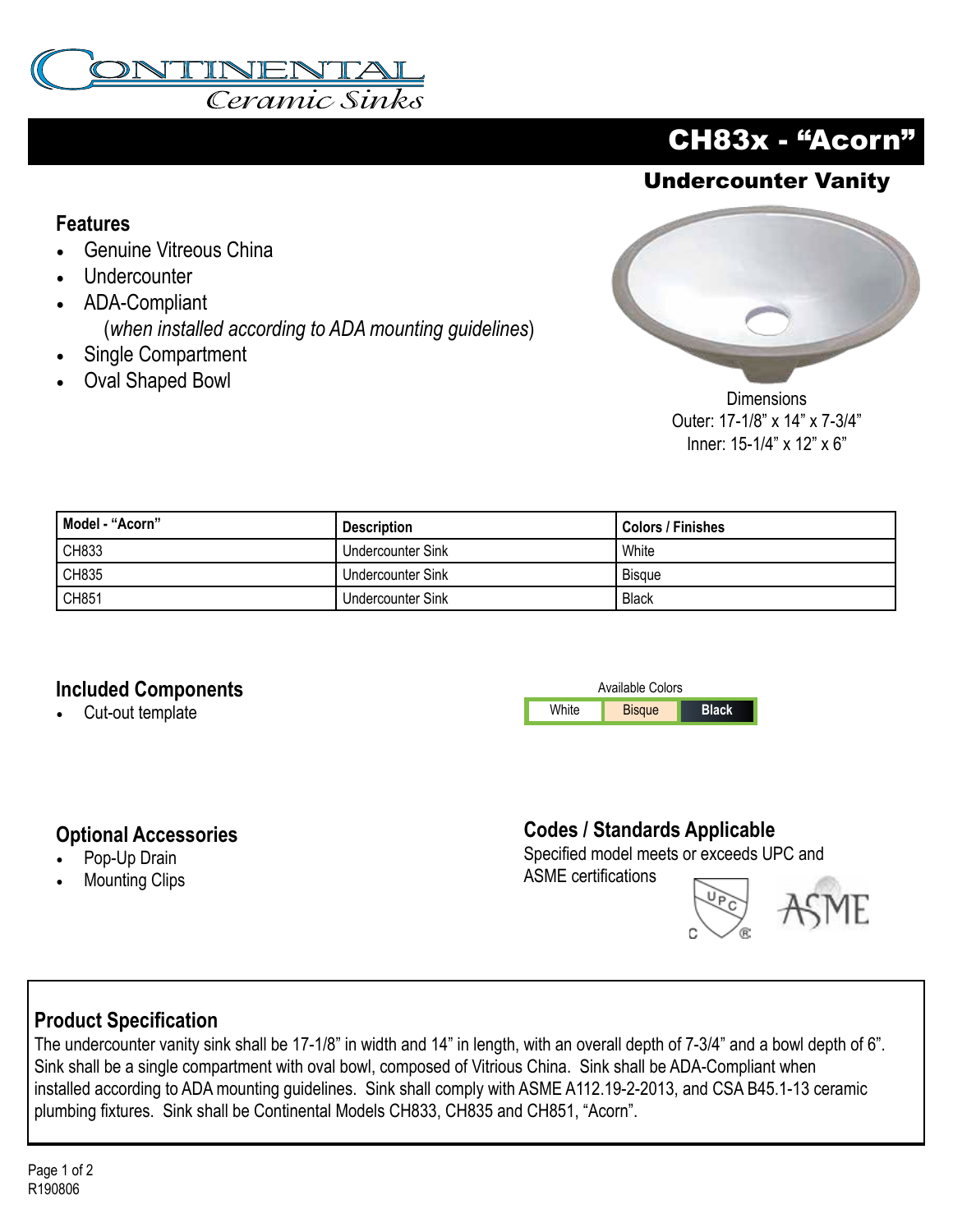CONTINENTAL
Ceramic Sinks

# CH83x - "Acorn"

## Undercounter Vanity

### Features

- Genuine Vitreous China
- Undercounter
- ADA-Compliant
  (*when installed according to ADA mounting guidelines*)
- Single Compartment
- Oval Shaped Bowl

Dimensions
Outer: 17-1/8" x 14" x 7-3/4"
Inner: 15-1/4" x 12" x 6"

| Model - "Acorn" | Description | Colors / Finishes |
|---|---|---|
| CH833 | Undercounter Sink | White |
| CH835 | Undercounter Sink | Bisque |
| CH851 | Undercounter Sink | Black |

### Included Components

- Cut-out template

Available Colors

| White | Bisque | Black |
|---|---|---|

### Optional Accessories

- Pop-Up Drain
- Mounting Clips

### Codes / Standards Applicable

Specified model meets or exceeds UPC and ASME certifications

### Product Specification

The undercounter vanity sink shall be 17-1/8" in width and 14" in length, with an overall depth of 7-3/4" and a bowl depth of 6". Sink shall be a single compartment with oval bowl, composed of Vitrious China. Sink shall be ADA-Compliant when installed according to ADA mounting guidelines. Sink shall comply with ASME A112.19-2-2013, and CSA B45.1-13 ceramic plumbing fixtures. Sink shall be Continental Models CH833, CH835 and CH851, "Acorn".

R190806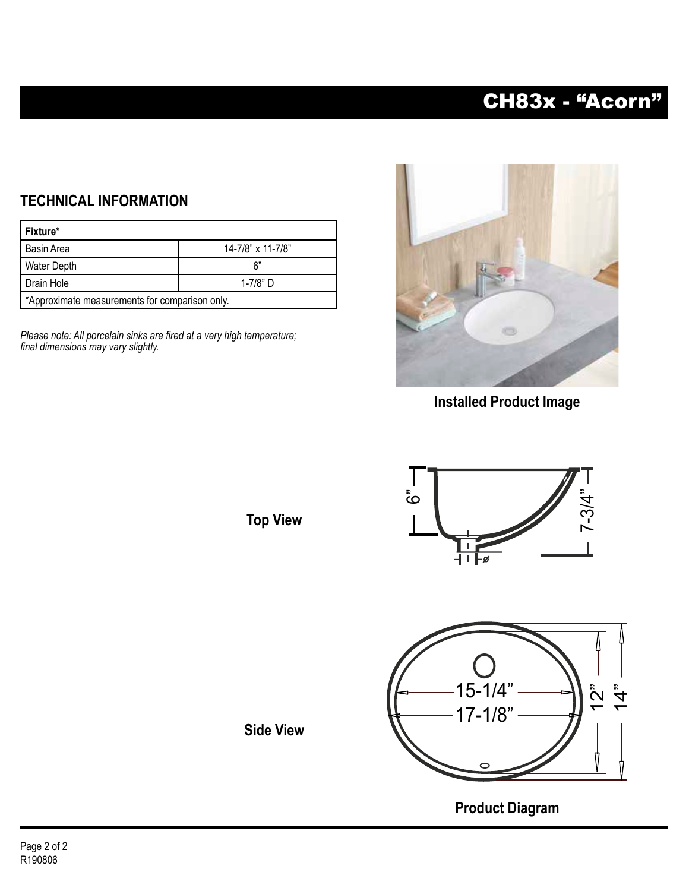# CH83x - “Acorn”

## TECHNICAL INFORMATION

| Fixture* | |
| --- | --- |
| Basin Area | 14-7/8” x 11-7/8” |
| Water Depth | 6” |
| Drain Hole | 1-7/8” D |
| *Approximate measurements for comparison only. | |

*Please note: All porcelain sinks are fired at a very high temperature; final dimensions may vary slightly.*

**Installed Product Image**

**Top View**

6”

7-3/4”

ø

**Side View**

15-1/4”

17-1/8”

12”

14”

**Product Diagram**

R190806